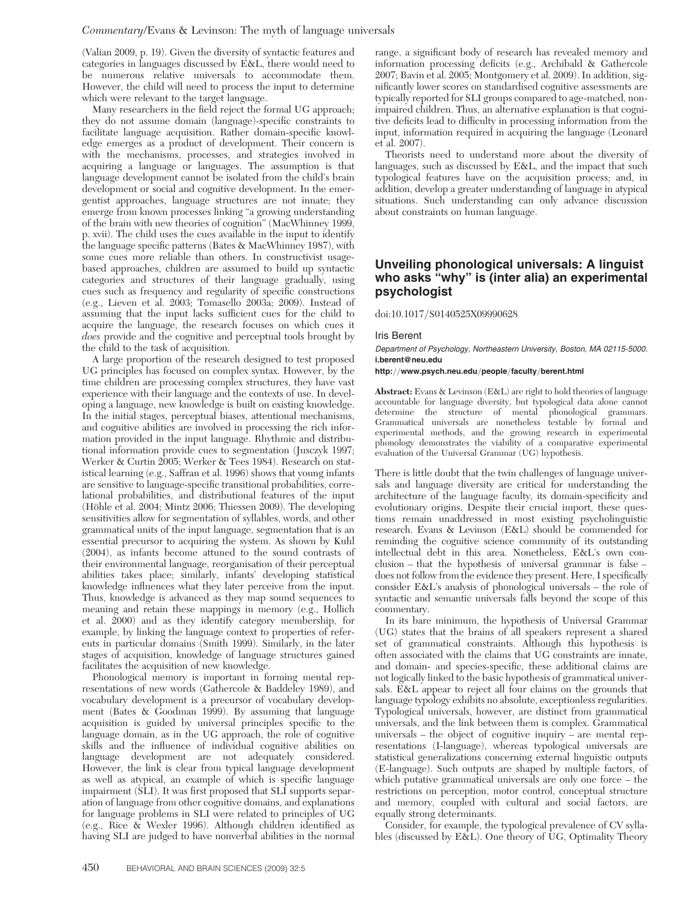(Valian 2009, p. 19). Given the diversity of syntactic features and categories in languages discussed by E&L, there would need to be numerous relative universals to accommodate them. However, the child will need to process the input to determine which were relevant to the target language.

Many researchers in the field reject the formal UG approach; they do not assume domain (language)-specific constraints to facilitate language acquisition. Rather domain-specific knowledge emerges as a product of development. Their concern is with the mechanisms, processes, and strategies involved in acquiring a language or languages. The assumption is that language development cannot be isolated from the child's brain development or social and cognitive development. In the emergentist approaches, language structures are not innate; they emerge from known processes linking "a growing understanding of the brain with new theories of cognition" (MacWhinney 1999, p. xvii). The child uses the cues available in the input to identify the language specific patterns (Bates & MacWhinney 1987), with some cues more reliable than others. In constructivist usage-based approaches, children are assumed to build up syntactic categories and structures of their language gradually, using cues such as frequency and regularity of specific constructions (e.g., Lieven et al. 2003; Tomasello 2003a; 2009). Instead of assuming that the input lacks sufficient cues for the child to acquire the language, the research focuses on which cues it *does* provide and the cognitive and perceptual tools brought by the child to the task of acquisition.

A large proportion of the research designed to test proposed UG principles has focused on complex syntax. However, by the time children are processing complex structures, they have vast experience with their language and the contexts of use. In developing a language, new knowledge is built on existing knowledge. In the initial stages, perceptual biases, attentional mechanisms, and cognitive abilities are involved in processing the rich information provided in the input language. Rhythmic and distributional information provide cues to segmentation (Jusczyk 1997; Werker & Curtin 2005; Werker & Tees 1984). Research on statistical learning (e.g., Saffran et al. 1996) shows that young infants are sensitive to language-specific transitional probabilities, correlational probabilities, and distributional features of the input (Höhle et al. 2004; Mintz 2006; Thiessen 2009). The developing sensitivities allow for segmentation of syllables, words, and other grammatical units of the input language, segmentation that is an essential precursor to acquiring the system. As shown by Kuhl (2004), as infants become attuned to the sound contrasts of their environmental language, reorganisation of their perceptual abilities takes place; similarly, infants' developing statistical knowledge influences what they later perceive from the input. Thus, knowledge is advanced as they map sound sequences to meaning and retain these mappings in memory (e.g., Hollich et al. 2000) and as they identify category membership, for example, by linking the language context to properties of referents in particular domains (Smith 1999). Similarly, in the later stages of acquisition, knowledge of language structures gained facilitates the acquisition of new knowledge.

Phonological memory is important in forming mental representations of new words (Gathercole & Baddeley 1989), and vocabulary development is a precursor of vocabulary development (Bates & Goodman 1999). By assuming that language acquisition is guided by universal principles specific to the language domain, as in the UG approach, the role of cognitive skills and the influence of individual cognitive abilities on language development are not adequately considered. However, the link is clear from typical language development as well as atypical, an example of which is specific language impairment (SLI). It was first proposed that SLI supports separation of language from other cognitive domains, and explanations for language problems in SLI were related to principles of UG (e.g., Rice & Wexler 1996). Although children identified as having SLI are judged to have nonverbal abilities in the normal range, a significant body of research has revealed memory and information processing deficits (e.g., Archibald & Gathercole 2007; Bavin et al. 2005; Montgomery et al. 2009). In addition, significantly lower scores on standardised cognitive assessments are typically reported for SLI groups compared to age-matched, non-impaired children. Thus, an alternative explanation is that cognitive deficits lead to difficulty in processing information from the input, information required in acquiring the language (Leonard et al. 2007).

Theorists need to understand more about the diversity of languages, such as discussed by E&L, and the impact that such typological features have on the acquisition process; and, in addition, develop a greater understanding of language in atypical situations. Such understanding can only advance discussion about constraints on human language.

## Unveiling phonological universals: A linguist who asks "why" is (inter alia) an experimental psychologist

doi:10.1017/S0140525X09990628

Iris Berent

*Department of Psychology, Northeastern University, Boston, MA 02115-5000.*
**i.berent@neu.edu**
**http://www.psych.neu.edu/people/faculty/berent.html**

**Abstract:** Evans & Levinson (E&L) are right to hold theories of language accountable for language diversity, but typological data alone cannot determine the structure of mental phonological grammars. Grammatical universals are nonetheless testable by formal and experimental methods, and the growing research in experimental phonology demonstrates the viability of a comparative experimental evaluation of the Universal Grammar (UG) hypothesis.

There is little doubt that the twin challenges of language universals and language diversity are critical for understanding the architecture of the language faculty, its domain-specificity and evolutionary origins. Despite their crucial import, these questions remain unaddressed in most existing psycholinguistic research. Evans & Levinson (E&L) should be commended for reminding the cognitive science community of its outstanding intellectual debt in this area. Nonetheless, E&L's own conclusion – that the hypothesis of universal grammar is false – does not follow from the evidence they present. Here, I specifically consider E&L's analysis of phonological universals – the role of syntactic and semantic universals falls beyond the scope of this commentary.

In its bare minimum, the hypothesis of Universal Grammar (UG) states that the brains of all speakers represent a shared set of grammatical constraints. Although this hypothesis is often associated with the claims that UG constraints are innate, and domain- and species-specific, these additional claims are not logically linked to the basic hypothesis of grammatical universals. E&L appear to reject all four claims on the grounds that language typology exhibits no absolute, exceptionless regularities. Typological universals, however, are distinct from grammatical universals, and the link between them is complex. Grammatical universals – the object of cognitive inquiry – are mental representations (I-language), whereas typological universals are statistical generalizations concerning external linguistic outputs (E-language). Such outputs are shaped by multiple factors, of which putative grammatical universals are only one force – the restrictions on perception, motor control, conceptual structure and memory, coupled with cultural and social factors, are equally strong determinants.

Consider, for example, the typological prevalence of CV syllables (discussed by E&L). One theory of UG, Optimality Theory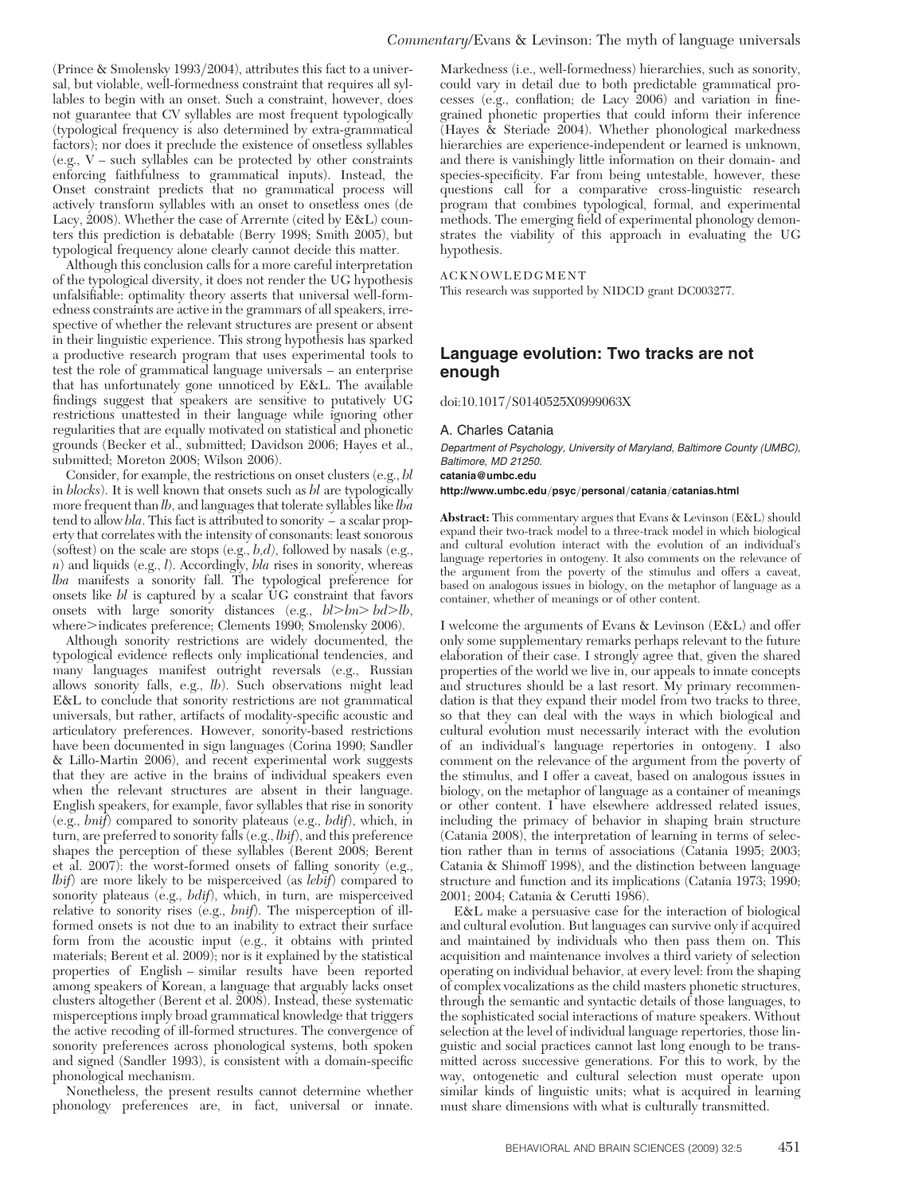(Prince & Smolensky 1993/2004), attributes this fact to a universal, but violable, well-formedness constraint that requires all syllables to begin with an onset. Such a constraint, however, does not guarantee that CV syllables are most frequent typologically (typological frequency is also determined by extra-grammatical factors); nor does it preclude the existence of onsetless syllables (e.g., V – such syllables can be protected by other constraints enforcing faithfulness to grammatical inputs). Instead, the Onset constraint predicts that no grammatical process will actively transform syllables with an onset to onsetless ones (de Lacy, 2008). Whether the case of Arrernte (cited by E&L) counters this prediction is debatable (Berry 1998; Smith 2005), but typological frequency alone clearly cannot decide this matter.

Although this conclusion calls for a more careful interpretation of the typological diversity, it does not render the UG hypothesis unfalsifiable: optimality theory asserts that universal well-formedness constraints are active in the grammars of all speakers, irrespective of whether the relevant structures are present or absent in their linguistic experience. This strong hypothesis has sparked a productive research program that uses experimental tools to test the role of grammatical language universals – an enterprise that has unfortunately gone unnoticed by E&L. The available findings suggest that speakers are sensitive to putatively UG restrictions unattested in their language while ignoring other regularities that are equally motivated on statistical and phonetic grounds (Becker et al., submitted; Davidson 2006; Hayes et al., submitted; Moreton 2008; Wilson 2006).

Consider, for example, the restrictions on onset clusters (e.g., *bl* in *blocks*). It is well known that onsets such as *bl* are typologically more frequent than *lb*, and languages that tolerate syllables like *lba* tend to allow *bla*. This fact is attributed to sonority – a scalar property that correlates with the intensity of consonants: least sonorous (softest) on the scale are stops (e.g., *b,d*), followed by nasals (e.g., *n*) and liquids (e.g., *l*). Accordingly, *bla* rises in sonority, whereas *lba* manifests a sonority fall. The typological preference for onsets like *bl* is captured by a scalar UG constraint that favors onsets with large sonority distances (e.g., *bl*>*bn*> *bd*>*lb*, where>indicates preference; Clements 1990; Smolensky 2006).

Although sonority restrictions are widely documented, the typological evidence reflects only implicational tendencies, and many languages manifest outright reversals (e.g., Russian allows sonority falls, e.g., *lb*). Such observations might lead E&L to conclude that sonority restrictions are not grammatical universals, but rather, artifacts of modality-specific acoustic and articulatory preferences. However, sonority-based restrictions have been documented in sign languages (Corina 1990; Sandler & Lillo-Martin 2006), and recent experimental work suggests that they are active in the brains of individual speakers even when the relevant structures are absent in their language. English speakers, for example, favor syllables that rise in sonority (e.g., *bnif*) compared to sonority plateaus (e.g., *bdif*), which, in turn, are preferred to sonority falls (e.g., *lbif*), and this preference shapes the perception of these syllables (Berent 2008; Berent et al. 2007): the worst-formed onsets of falling sonority (e.g., *lbif*) are more likely to be misperceived (as *lebif*) compared to sonority plateaus (e.g., *bdif*), which, in turn, are misperceived relative to sonority rises (e.g., *bnif*). The misperception of ill-formed onsets is not due to an inability to extract their surface form from the acoustic input (e.g., it obtains with printed materials; Berent et al. 2009); nor is it explained by the statistical properties of English – similar results have been reported among speakers of Korean, a language that arguably lacks onset clusters altogether (Berent et al. 2008). Instead, these systematic misperceptions imply broad grammatical knowledge that triggers the active recoding of ill-formed structures. The convergence of sonority preferences across phonological systems, both spoken and signed (Sandler 1993), is consistent with a domain-specific phonological mechanism.

Nonetheless, the present results cannot determine whether phonology preferences are, in fact, universal or innate. Markedness (i.e., well-formedness) hierarchies, such as sonority, could vary in detail due to both predictable grammatical processes (e.g., conflation; de Lacy 2006) and variation in fine-grained phonetic properties that could inform their inference (Hayes & Steriade 2004). Whether phonological markedness hierarchies are experience-independent or learned is unknown, and there is vanishingly little information on their domain- and species-specificity. Far from being untestable, however, these questions call for a comparative cross-linguistic research program that combines typological, formal, and experimental methods. The emerging field of experimental phonology demonstrates the viability of this approach in evaluating the UG hypothesis.

ACKNOWLEDGMENT

This research was supported by NIDCD grant DC003277.

## Language evolution: Two tracks are not enough

doi:10.1017/S0140525X0999063X

A. Charles Catania

*Department of Psychology, University of Maryland, Baltimore County (UMBC), Baltimore, MD 21250.*

**catania@umbc.edu**

**http://www.umbc.edu/psyc/personal/catania/catanias.html**

**Abstract:** This commentary argues that Evans & Levinson (E&L) should expand their two-track model to a three-track model in which biological and cultural evolution interact with the evolution of an individual's language repertories in ontogeny. It also comments on the relevance of the argument from the poverty of the stimulus and offers a caveat, based on analogous issues in biology, on the metaphor of language as a container, whether of meanings or of other content.

I welcome the arguments of Evans & Levinson (E&L) and offer only some supplementary remarks perhaps relevant to the future elaboration of their case. I strongly agree that, given the shared properties of the world we live in, our appeals to innate concepts and structures should be a last resort. My primary recommendation is that they expand their model from two tracks to three, so that they can deal with the ways in which biological and cultural evolution must necessarily interact with the evolution of an individual's language repertories in ontogeny. I also comment on the relevance of the argument from the poverty of the stimulus, and I offer a caveat, based on analogous issues in biology, on the metaphor of language as a container of meanings or other content. I have elsewhere addressed related issues, including the primacy of behavior in shaping brain structure (Catania 2008), the interpretation of learning in terms of selection rather than in terms of associations (Catania 1995; 2003; Catania & Shimoff 1998), and the distinction between language structure and function and its implications (Catania 1973; 1990; 2001; 2004; Catania & Cerutti 1986).

E&L make a persuasive case for the interaction of biological and cultural evolution. But languages can survive only if acquired and maintained by individuals who then pass them on. This acquisition and maintenance involves a third variety of selection operating on individual behavior, at every level: from the shaping of complex vocalizations as the child masters phonetic structures, through the semantic and syntactic details of those languages, to the sophisticated social interactions of mature speakers. Without selection at the level of individual language repertories, those linguistic and social practices cannot last long enough to be transmitted across successive generations. For this to work, by the way, ontogenetic and cultural selection must operate upon similar kinds of linguistic units; what is acquired in learning must share dimensions with what is culturally transmitted.